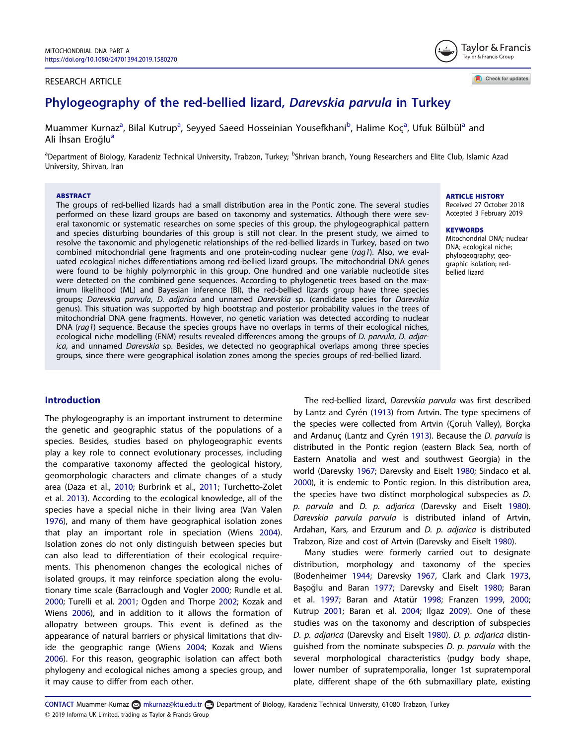RESEARCH ARTICLE

# Phylogeography of the red-bellied lizard, *Darevskia parvula* in Turkey

Muammer Kurnaz[a], Bilal Kutrup[a], Seyyed Saeed Hosseinian Yousefkhani[b], Halime Koç[a], Ufuk Bülbül[a] and Ali İhsan Eroğlu[a]

[a]Department of Biology, Karadeniz Technical University, Trabzon, Turkey; [b]Shrivan branch, Young Researchers and Elite Club, Islamic Azad University, Shirvan, Iran

### ABSTRACT

The groups of red-bellied lizards had a small distribution area in the Pontic zone. The several studies performed on these lizard groups are based on taxonomy and systematics. Although there were several taxonomic or systematic researches on some species of this group, the phylogeographical pattern and species disturbing boundaries of this group is still not clear. In the present study, we aimed to resolve the taxonomic and phylogenetic relationships of the red-bellied lizards in Turkey, based on two combined mitochondrial gene fragments and one protein-coding nuclear gene (*rag1*). Also, we evaluated ecological niches differentiations among red-bellied lizard groups. The mitochondrial DNA genes were found to be highly polymorphic in this group. One hundred and one variable nucleotide sites were detected on the combined gene sequences. According to phylogenetic trees based on the maximum likelihood (ML) and Bayesian inference (BI), the red-bellied lizards group have three species groups; *Darevskia parvula*, *D. adjarica* and unnamed *Darevskia* sp. (candidate species for *Darevskia* genus). This situation was supported by high bootstrap and posterior probability values in the trees of mitochondrial DNA gene fragments. However, no genetic variation was detected according to nuclear DNA (*rag1*) sequence. Because the species groups have no overlaps in terms of their ecological niches, ecological niche modelling (ENM) results revealed differences among the groups of *D. parvula*, *D. adjarica*, and unnamed *Darevskia* sp. Besides, we detected no geographical overlaps among three species groups, since there were geographical isolation zones among the species groups of red-bellied lizard.

### ARTICLE HISTORY

Received 27 October 2018
Accepted 3 February 2019

### KEYWORDS

Mitochondrial DNA; nuclear DNA; ecological niche; phylogeography; geographic isolation; red-bellied lizard

## Introduction

The phylogeography is an important instrument to determine the genetic and geographic status of the populations of a species. Besides, studies based on phylogeographic events play a key role to connect evolutionary processes, including the comparative taxonomy affected the geological history, geomorphologic characters and climate changes of a study area (Daza et al., 2010; Burbrink et al., 2011; Turchetto-Zolet et al. 2013). According to the ecological knowledge, all of the species have a special niche in their living area (Van Valen 1976), and many of them have geographical isolation zones that play an important role in speciation (Wiens 2004). Isolation zones do not only distinguish between species but can also lead to differentiation of their ecological requirements. This phenomenon changes the ecological niches of isolated groups, it may reinforce speciation along the evolutionary time scale (Barraclough and Vogler 2000; Rundle et al. 2000; Turelli et al. 2001; Ogden and Thorpe 2002; Kozak and Wiens 2006), and in addition to it allows the formation of allopatry between groups. This event is defined as the appearance of natural barriers or physical limitations that divide the geographic range (Wiens 2004; Kozak and Wiens 2006). For this reason, geographic isolation can affect both phylogeny and ecological niches among a species group, and it may cause to differ from each other.

The red-bellied lizard, *Darevskia parvula* was first described by Lantz and Cyrén (1913) from Artvin. The type specimens of the species were collected from Artvin (Çoruh Valley), Borçka and Ardanuç (Lantz and Cyrén 1913). Because the *D. parvula* is distributed in the Pontic region (eastern Black Sea, north of Eastern Anatolia and west and southwest Georgia) in the world (Darevsky 1967; Darevsky and Eiselt 1980; Sindaco et al. 2000), it is endemic to Pontic region. In this distribution area, the species have two distinct morphological subspecies as *D. p. parvula* and *D. p. adjarica* (Darevsky and Eiselt 1980). *Darevskia parvula parvula* is distributed inland of Artvin, Ardahan, Kars, and Erzurum and *D. p. adjarica* is distributed Trabzon, Rize and cost of Artvin (Darevsky and Eiselt 1980).

Many studies were formerly carried out to designate distribution, morphology and taxonomy of the species (Bodenheimer 1944; Darevsky 1967, Clark and Clark 1973, Başoğlu and Baran 1977; Darevsky and Eiselt 1980; Baran et al. 1997; Baran and Atatür 1998; Franzen 1999, 2000; Kutrup 2001; Baran et al. 2004; Ilgaz 2009). One of these studies was on the taxonomy and description of subspecies *D. p. adjarica* (Darevsky and Eiselt 1980). *D. p. adjarica* distinguished from the nominate subspecies *D. p. parvula* with the several morphological characteristics (pudgy body shape, lower number of supratemporalia, longer 1st supratemporal plate, different shape of the 6th submaxillary plate, existing

CONTACT Muammer Kurnaz mkurnaz@ktu.edu.tr Department of Biology, Karadeniz Technical University, 61080 Trabzon, Turkey
© 2019 Informa UK Limited, trading as Taylor & Francis Group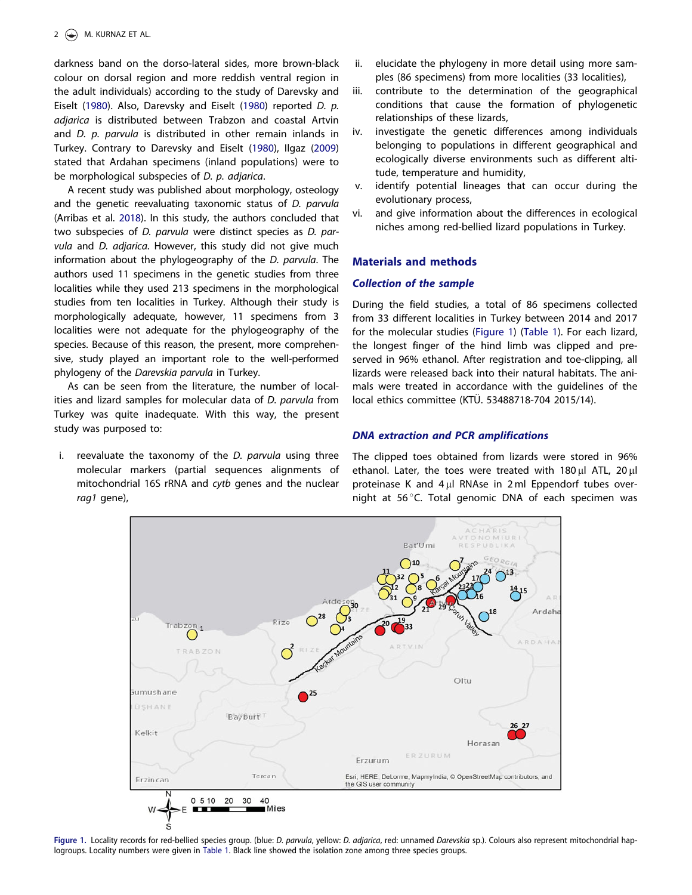darkness band on the dorso-lateral sides, more brown-black colour on dorsal region and more reddish ventral region in the adult individuals) according to the study of Darevsky and Eiselt (1980). Also, Darevsky and Eiselt (1980) reported *D. p. adjarica* is distributed between Trabzon and coastal Artvin and *D. p. parvula* is distributed in other remain inlands in Turkey. Contrary to Darevsky and Eiselt (1980), Ilgaz (2009) stated that Ardahan specimens (inland populations) were to be morphological subspecies of *D. p. adjarica*.

A recent study was published about morphology, osteology and the genetic reevaluating taxonomic status of *D. parvula* (Arribas et al. 2018). In this study, the authors concluded that two subspecies of *D. parvula* were distinct species as *D. parvula* and *D. adjarica*. However, this study did not give much information about the phylogeography of the *D. parvula*. The authors used 11 specimens in the genetic studies from three localities while they used 213 specimens in the morphological studies from ten localities in Turkey. Although their study is morphologically adequate, however, 11 specimens from 3 localities were not adequate for the phylogeography of the species. Because of this reason, the present, more comprehensive, study played an important role to the well-performed phylogeny of the *Darevskia parvula* in Turkey.

As can be seen from the literature, the number of localities and lizard samples for molecular data of *D. parvula* from Turkey was quite inadequate. With this way, the present study was purposed to:

i. reevaluate the taxonomy of the *D. parvula* using three molecular markers (partial sequences alignments of mitochondrial 16S rRNA and *cytb* genes and the nuclear *rag1* gene),
ii. elucidate the phylogeny in more detail using more samples (86 specimens) from more localities (33 localities),
iii. contribute to the determination of the geographical conditions that cause the formation of phylogenetic relationships of these lizards,
iv. investigate the genetic differences among individuals belonging to populations in different geographical and ecologically diverse environments such as different altitude, temperature and humidity,
v. identify potential lineages that can occur during the evolutionary process,
vi. and give information about the differences in ecological niches among red-bellied lizard populations in Turkey.

## Materials and methods

### Collection of the sample

During the field studies, a total of 86 specimens collected from 33 different localities in Turkey between 2014 and 2017 for the molecular studies (Figure 1) (Table 1). For each lizard, the longest finger of the hind limb was clipped and preserved in 96% ethanol. After registration and toe-clipping, all lizards were released back into their natural habitats. The animals were treated in accordance with the guidelines of the local ethics committee (KTÜ. 53488718-704 2015/14).

### DNA extraction and PCR amplifications

The clipped toes obtained from lizards were stored in 96% ethanol. Later, the toes were treated with 180 µl ATL, 20 µl proteinase K and 4 µl RNAse in 2 ml Eppendorf tubes overnight at 56 °C. Total genomic DNA of each specimen was

Figure 1. Locality records for red-bellied species group. (blue: *D. parvula*, yellow: *D. adjarica*, red: unnamed *Darevskia* sp.). Colours also represent mitochondrial haplogroups. Locality numbers were given in Table 1. Black line showed the isolation zone among three species groups.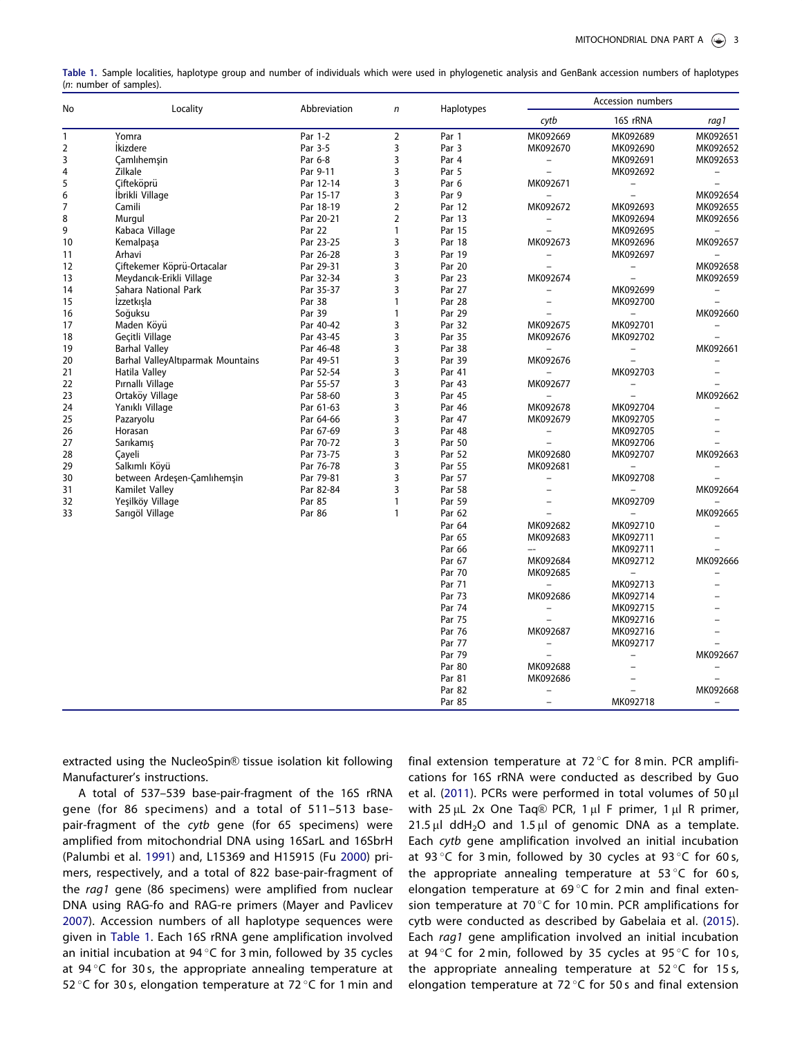**Table 1.** Sample localities, haplotype group and number of individuals which were used in phylogenetic analysis and GenBank accession numbers of haplotypes (*n*: number of samples).

| No | Locality | Abbreviation | *n* | Haplotypes | Accession numbers | | |
|---|---|---|---|---|---|---|---|
| | | | | | *cytb* | 16S rRNA | *rag1* |
| 1 | Yomra | Par 1-2 | 2 | Par 1 | MK092669 | MK092689 | MK092651 |
| 2 | İkizdere | Par 3-5 | 3 | Par 3 | MK092670 | MK092690 | MK092652 |
| 3 | Çamlıhemşin | Par 6-8 | 3 | Par 4 | – | MK092691 | MK092653 |
| 4 | Zilkale | Par 9-11 | 3 | Par 5 | – | MK092692 | – |
| 5 | Çifteköprü | Par 12-14 | 3 | Par 6 | MK092671 | – | – |
| 6 | İbrikli Village | Par 15-17 | 3 | Par 9 | – | – | MK092654 |
| 7 | Camili | Par 18-19 | 2 | Par 12 | MK092672 | MK092693 | MK092655 |
| 8 | Murgul | Par 20-21 | 2 | Par 13 | – | MK092694 | MK092656 |
| 9 | Kabaca Village | Par 22 | 1 | Par 15 | – | MK092695 | – |
| 10 | Kemalpaşa | Par 23-25 | 3 | Par 18 | MK092673 | MK092696 | MK092657 |
| 11 | Arhavi | Par 26-28 | 3 | Par 19 | – | MK092697 | – |
| 12 | Çiftekemer Köprü-Ortacalar | Par 29-31 | 3 | Par 20 | – | – | MK092658 |
| 13 | Meydancık-Erikli Village | Par 32-34 | 3 | Par 23 | MK092674 | – | MK092659 |
| 14 | Sahara National Park | Par 35-37 | 3 | Par 27 | – | MK092699 | – |
| 15 | İzzetkışla | Par 38 | 1 | Par 28 | – | MK092700 | – |
| 16 | Soğuksu | Par 39 | 1 | Par 29 | – | – | MK092660 |
| 17 | Maden Köyü | Par 40-42 | 3 | Par 32 | MK092675 | MK092701 | – |
| 18 | Geçitli Village | Par 43-45 | 3 | Par 35 | MK092676 | MK092702 | – |
| 19 | Barhal Valley | Par 46-48 | 3 | Par 38 | – | – | MK092661 |
| 20 | Barhal ValleyAltıparmak Mountains | Par 49-51 | 3 | Par 39 | MK092676 | – | – |
| 21 | Hatila Valley | Par 52-54 | 3 | Par 41 | – | MK092703 | – |
| 22 | Pırnallı Village | Par 55-57 | 3 | Par 43 | MK092677 | – | – |
| 23 | Ortaköy Village | Par 58-60 | 3 | Par 45 | – | – | MK092662 |
| 24 | Yanıklı Village | Par 61-63 | 3 | Par 46 | MK092678 | MK092704 | – |
| 25 | Pazaryolu | Par 64-66 | 3 | Par 47 | MK092679 | MK092705 | – |
| 26 | Horasan | Par 67-69 | 3 | Par 48 | – | MK092705 | – |
| 27 | Sarıkamış | Par 70-72 | 3 | Par 50 | – | MK092706 | – |
| 28 | Çayeli | Par 73-75 | 3 | Par 52 | MK092680 | MK092707 | MK092663 |
| 29 | Salkımlı Köyü | Par 76-78 | 3 | Par 55 | MK092681 | – | – |
| 30 | between Ardeşen-Çamlıhemşin | Par 79-81 | 3 | Par 57 | – | MK092708 | – |
| 31 | Kamilet Valley | Par 82-84 | 3 | Par 58 | – | – | MK092664 |
| 32 | Yeşilköy Village | Par 85 | 1 | Par 59 | – | MK092709 | – |
| 33 | Sarıgöl Village | Par 86 | 1 | Par 62 | – | – | MK092665 |
| | | | | Par 64 | MK092682 | MK092710 | – |
| | | | | Par 65 | MK092683 | MK092711 | – |
| | | | | Par 66 | –- | MK092711 | – |
| | | | | Par 67 | MK092684 | MK092712 | MK092666 |
| | | | | Par 70 | MK092685 | – | – |
| | | | | Par 71 | – | MK092713 | – |
| | | | | Par 73 | MK092686 | MK092714 | – |
| | | | | Par 74 | – | MK092715 | – |
| | | | | Par 75 | – | MK092716 | – |
| | | | | Par 76 | MK092687 | MK092716 | – |
| | | | | Par 77 | – | MK092717 | – |
| | | | | Par 79 | – | – | MK092667 |
| | | | | Par 80 | MK092688 | – | – |
| | | | | Par 81 | MK092686 | – | – |
| | | | | Par 82 | – | – | MK092668 |
| | | | | Par 85 | – | MK092718 | – |

extracted using the NucleoSpin® tissue isolation kit following Manufacturer's instructions.

A total of 537–539 base-pair-fragment of the 16S rRNA gene (for 86 specimens) and a total of 511–513 base-pair-fragment of the *cytb* gene (for 65 specimens) were amplified from mitochondrial DNA using 16SarL and 16SbrH (Palumbi et al. 1991) and, L15369 and H15915 (Fu 2000) primers, respectively, and a total of 822 base-pair-fragment of the *rag1* gene (86 specimens) were amplified from nuclear DNA using RAG-fo and RAG-re primers (Mayer and Pavlicev 2007). Accession numbers of all haplotype sequences were given in Table 1. Each 16S rRNA gene amplification involved an initial incubation at 94 °C for 3 min, followed by 35 cycles at 94 °C for 30 s, the appropriate annealing temperature at 52 °C for 30 s, elongation temperature at 72 °C for 1 min and final extension temperature at 72 °C for 8 min. PCR amplifications for 16S rRNA were conducted as described by Guo et al. (2011). PCRs were performed in total volumes of 50 µl with 25 µL 2x One Taq® PCR, 1 µl F primer, 1 µl R primer, 21.5 µl ddH$_2$O and 1.5 µl of genomic DNA as a template. Each *cytb* gene amplification involved an initial incubation at 93 °C for 3 min, followed by 30 cycles at 93 °C for 60 s, the appropriate annealing temperature at 53 °C for 60 s, elongation temperature at 69 °C for 2 min and final extension temperature at 70 °C for 10 min. PCR amplifications for cytb were conducted as described by Gabelaia et al. (2015). Each *rag1* gene amplification involved an initial incubation at 94 °C for 2 min, followed by 35 cycles at 95 °C for 10 s, the appropriate annealing temperature at 52 °C for 15 s, elongation temperature at 72 °C for 50 s and final extension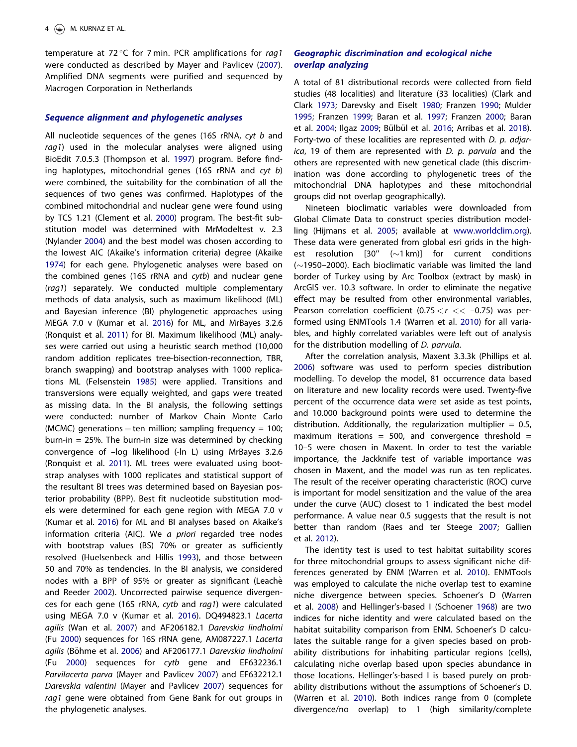temperature at 72 °C for 7 min. PCR amplifications for *rag1* were conducted as described by Mayer and Pavlicev (2007). Amplified DNA segments were purified and sequenced by Macrogen Corporation in Netherlands

### *Sequence alignment and phylogenetic analyses*

All nucleotide sequences of the genes (16S rRNA, *cyt b* and *rag1*) used in the molecular analyses were aligned using BioEdit 7.0.5.3 (Thompson et al. 1997) program. Before finding haplotypes, mitochondrial genes (16S rRNA and *cyt b*) were combined, the suitability for the combination of all the sequences of two genes was confirmed. Haplotypes of the combined mitochondrial and nuclear gene were found using by TCS 1.21 (Clement et al. 2000) program. The best-fit substitution model was determined with MrModeltest v. 2.3 (Nylander 2004) and the best model was chosen according to the lowest AIC (Akaike's information criteria) degree (Akaike 1974) for each gene. Phylogenetic analyses were based on the combined genes (16S rRNA and *cytb*) and nuclear gene (*rag1*) separately. We conducted multiple complementary methods of data analysis, such as maximum likelihood (ML) and Bayesian inference (BI) phylogenetic approaches using MEGA 7.0 v (Kumar et al. 2016) for ML, and MrBayes 3.2.6 (Ronquist et al. 2011) for BI. Maximum likelihood (ML) analyses were carried out using a heuristic search method (10,000 random addition replicates tree-bisection-reconnection, TBR, branch swapping) and bootstrap analyses with 1000 replications ML (Felsenstein 1985) were applied. Transitions and transversions were equally weighted, and gaps were treated as missing data. In the BI analysis, the following settings were conducted: number of Markov Chain Monte Carlo (MCMC) generations = ten million; sampling frequency = 100; burn-in = 25%. The burn-in size was determined by checking convergence of –log likelihood (-ln L) using MrBayes 3.2.6 (Ronquist et al. 2011). ML trees were evaluated using bootstrap analyses with 1000 replicates and statistical support of the resultant BI trees was determined based on Bayesian posterior probability (BPP). Best fit nucleotide substitution models were determined for each gene region with MEGA 7.0 v (Kumar et al. 2016) for ML and BI analyses based on Akaike's information criteria (AIC). We *a priori* regarded tree nodes with bootstrap values (BS) 70% or greater as sufficiently resolved (Huelsenbeck and Hillis 1993), and those between 50 and 70% as tendencies. In the BI analysis, we considered nodes with a BPP of 95% or greater as significant (Leachè and Reeder 2002). Uncorrected pairwise sequence divergences for each gene (16S rRNA, *cytb* and *rag1*) were calculated using MEGA 7.0 v (Kumar et al. 2016). DQ494823.1 *Lacerta agilis* (Wan et al. 2007) and AF206182.1 *Darevskia lindholmi* (Fu 2000) sequences for 16S rRNA gene, AM087227.1 *Lacerta agilis* (Böhme et al. 2006) and AF206177.1 *Darevskia lindholmi* (Fu 2000) sequences for *cytb* gene and EF632236.1 *Parvilacerta parva* (Mayer and Pavlicev 2007) and EF632212.1 *Darevskia valentini* (Mayer and Pavlicev 2007) sequences for *rag1* gene were obtained from Gene Bank for out groups in the phylogenetic analyses.

### *Geographic discrimination and ecological niche overlap analyzing*

A total of 81 distributional records were collected from field studies (48 localities) and literature (33 localities) (Clark and Clark 1973; Darevsky and Eiselt 1980; Franzen 1990; Mulder 1995; Franzen 1999; Baran et al. 1997; Franzen 2000; Baran et al. 2004; Ilgaz 2009; Bülbül et al. 2016; Arribas et al. 2018). Forty-two of these localities are represented with *D. p. adjarica*, 19 of them are represented with *D. p. parvula* and the others are represented with new genetical clade (this discrimination was done according to phylogenetic trees of the mitochondrial DNA haplotypes and these mitochondrial groups did not overlap geographically).

Nineteen bioclimatic variables were downloaded from Global Climate Data to construct species distribution modelling (Hijmans et al. 2005; available at www.worldclim.org). These data were generated from global esri grids in the highest resolution [30″ (~1 km)] for current conditions (~1950–2000). Each bioclimatic variable was limited the land border of Turkey using by Arc Toolbox (extract by mask) in ArcGIS ver. 10.3 software. In order to eliminate the negative effect may be resulted from other environmental variables, Pearson correlation coefficient ($0.75 < r << -0.75$) was performed using ENMTools 1.4 (Warren et al. 2010) for all variables, and highly correlated variables were left out of analysis for the distribution modelling of *D. parvula*.

After the correlation analysis, Maxent 3.3.3k (Phillips et al. 2006) software was used to perform species distribution modelling. To develop the model, 81 occurrence data based on literature and new locality records were used. Twenty-five percent of the occurrence data were set aside as test points, and 10.000 background points were used to determine the distribution. Additionally, the regularization multiplier = 0.5, maximum iterations = 500, and convergence threshold = 10–5 were chosen in Maxent. In order to test the variable importance, the Jackknife test of variable importance was chosen in Maxent, and the model was run as ten replicates. The result of the receiver operating characteristic (ROC) curve is important for model sensitization and the value of the area under the curve (AUC) closest to 1 indicated the best model performance. A value near 0.5 suggests that the result is not better than random (Raes and ter Steege 2007; Gallien et al. 2012).

The identity test is used to test habitat suitability scores for three mitochondrial groups to assess significant niche differences generated by ENM (Warren et al. 2010). ENMTools was employed to calculate the niche overlap test to examine niche divergence between species. Schoener's D (Warren et al. 2008) and Hellinger's-based I (Schoener 1968) are two indices for niche identity and were calculated based on the habitat suitability comparison from ENM. Schoener's D calculates the suitable range for a given species based on probability distributions for inhabiting particular regions (cells), calculating niche overlap based upon species abundance in those locations. Hellinger's-based I is based purely on probability distributions without the assumptions of Schoener's D. (Warren et al. 2010). Both indices range from 0 (complete divergence/no overlap) to 1 (high similarity/complete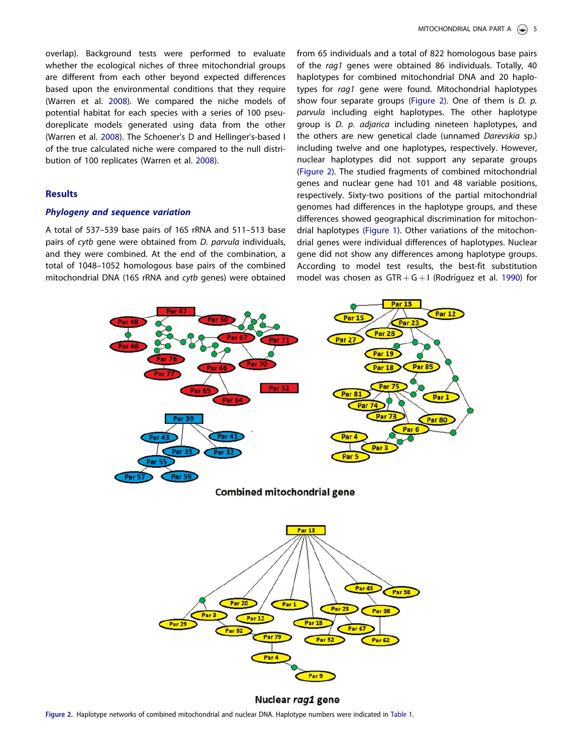overlap). Background tests were performed to evaluate whether the ecological niches of three mitochondrial groups are different from each other beyond expected differences based upon the environmental conditions that they require (Warren et al. 2008). We compared the niche models of potential habitat for each species with a series of 100 pseudoreplicate models generated using data from the other (Warren et al. 2008). The Schoener's D and Hellinger's-based I of the true calculated niche were compared to the null distribution of 100 replicates (Warren et al. 2008).

## Results

### *Phylogeny and sequence variation*

A total of 537–539 base pairs of 16S rRNA and 511–513 base pairs of *cytb* gene were obtained from *D. parvula* individuals, and they were combined. At the end of the combination, a total of 1048–1052 homologous base pairs of the combined mitochondrial DNA (16S rRNA and *cytb* genes) were obtained from 65 individuals and a total of 822 homologous base pairs of the *rag1* genes were obtained 86 individuals. Totally, 40 haplotypes for combined mitochondrial DNA and 20 haplotypes for *rag1* gene were found. Mitochondrial haplotypes show four separate groups (Figure 2). One of them is *D. p. parvula* including eight haplotypes. The other haplotype group is *D. p. adjarica* including nineteen haplotypes, and the others are new genetical clade (unnamed *Darevskia* sp.) including twelve and one haplotypes, respectively. However, nuclear haplotypes did not support any separate groups (Figure 2). The studied fragments of combined mitochondrial genes and nuclear gene had 101 and 48 variable positions, respectively. Sixty-two positions of the partial mitochondrial genomes had differences in the haplotype groups, and these differences showed geographical discrimination for mitochondrial haplotypes (Figure 1). Other variations of the mitochondrial genes were individual differences of haplotypes. Nuclear gene did not show any differences among haplotype groups. According to model test results, the best-fit substitution model was chosen as GTR + G + I (Rodríguez et al. 1990) for

**Figure 2.** Haplotype networks of combined mitochondrial and nuclear DNA. Haplotype numbers were indicated in Table 1.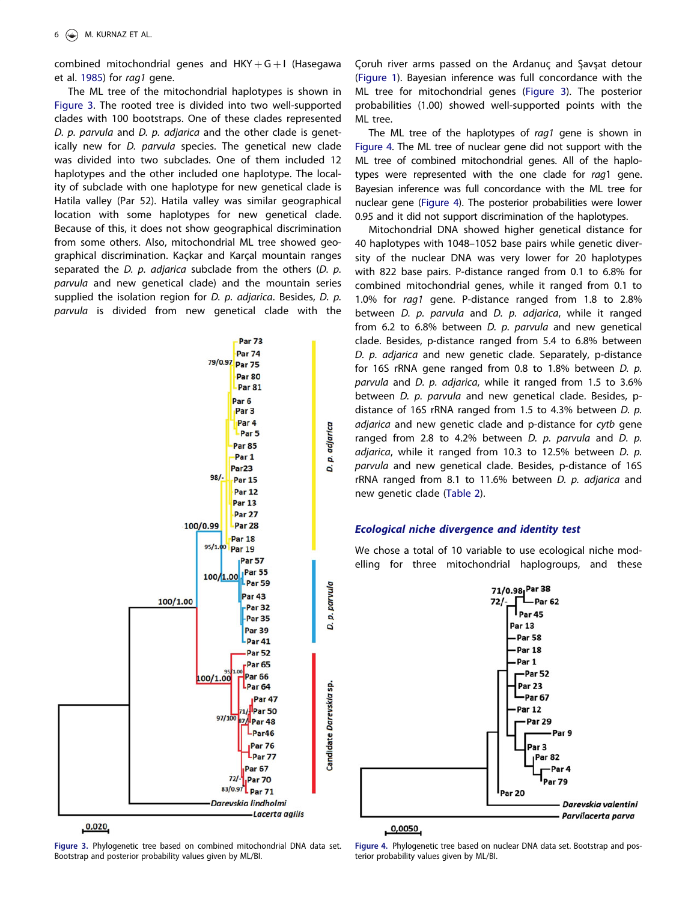combined mitochondrial genes and HKY + G + I (Hasegawa et al. 1985) for *rag1* gene.

The ML tree of the mitochondrial haplotypes is shown in Figure 3. The rooted tree is divided into two well-supported clades with 100 bootstraps. One of these clades represented *D. p. parvula* and *D. p. adjarica* and the other clade is genetically new for *D. parvula* species. The genetical new clade was divided into two subclades. One of them included 12 haplotypes and the other included one haplotype. The locality of subclade with one haplotype for new genetical clade is Hatila valley (Par 52). Hatila valley was similar geographical location with some haplotypes for new genetical clade. Because of this, it does not show geographical discrimination from some others. Also, mitochondrial ML tree showed geographical discrimination. Kaçkar and Karçal mountain ranges separated the *D. p. adjarica* subclade from the others (*D. p. parvula* and new genetical clade) and the mountain series supplied the isolation region for *D. p. adjarica*. Besides, *D. p. parvula* is divided from new genetical clade with the Çoruh river arms passed on the Ardanuç and Şavşat detour (Figure 1). Bayesian inference was full concordance with the ML tree for mitochondrial genes (Figure 3). The posterior probabilities (1.00) showed well-supported points with the ML tree.

The ML tree of the haplotypes of *rag1* gene is shown in Figure 4. The ML tree of nuclear gene did not support with the ML tree of combined mitochondrial genes. All of the haplotypes were represented with the one clade for *rag*1 gene. Bayesian inference was full concordance with the ML tree for nuclear gene (Figure 4). The posterior probabilities were lower 0.95 and it did not support discrimination of the haplotypes.

Mitochondrial DNA showed higher genetical distance for 40 haplotypes with 1048–1052 base pairs while genetic diversity of the nuclear DNA was very lower for 20 haplotypes with 822 base pairs. P-distance ranged from 0.1 to 6.8% for combined mitochondrial genes, while it ranged from 0.1 to 1.0% for *rag1* gene. P-distance ranged from 1.8 to 2.8% between *D. p. parvula* and *D. p. adjarica*, while it ranged from 6.2 to 6.8% between *D. p. parvula* and new genetical clade. Besides, p-distance ranged from 5.4 to 6.8% between *D. p. adjarica* and new genetic clade. Separately, p-distance for 16S rRNA gene ranged from 0.8 to 1.8% between *D. p. parvula* and *D. p. adjarica*, while it ranged from 1.5 to 3.6% between *D. p. parvula* and new genetical clade. Besides, p-distance of 16S rRNA ranged from 1.5 to 4.3% between *D. p. adjarica* and new genetic clade and p-distance for *cytb* gene ranged from 2.8 to 4.2% between *D. p. parvula* and *D. p. adjarica*, while it ranged from 10.3 to 12.5% between *D. p. parvula* and new genetical clade. Besides, p-distance of 16S rRNA ranged from 8.1 to 11.6% between *D. p. adjarica* and new genetic clade (Table 2).

Figure 3. Phylogenetic tree based on combined mitochondrial DNA data set. Bootstrap and posterior probability values given by ML/BI.

Figure 4. Phylogenetic tree based on nuclear DNA data set. Bootstrap and posterior probability values given by ML/BI.

### Ecological niche divergence and identity test

We chose a total of 10 variable to use ecological niche modelling for three mitochondrial haplogroups, and these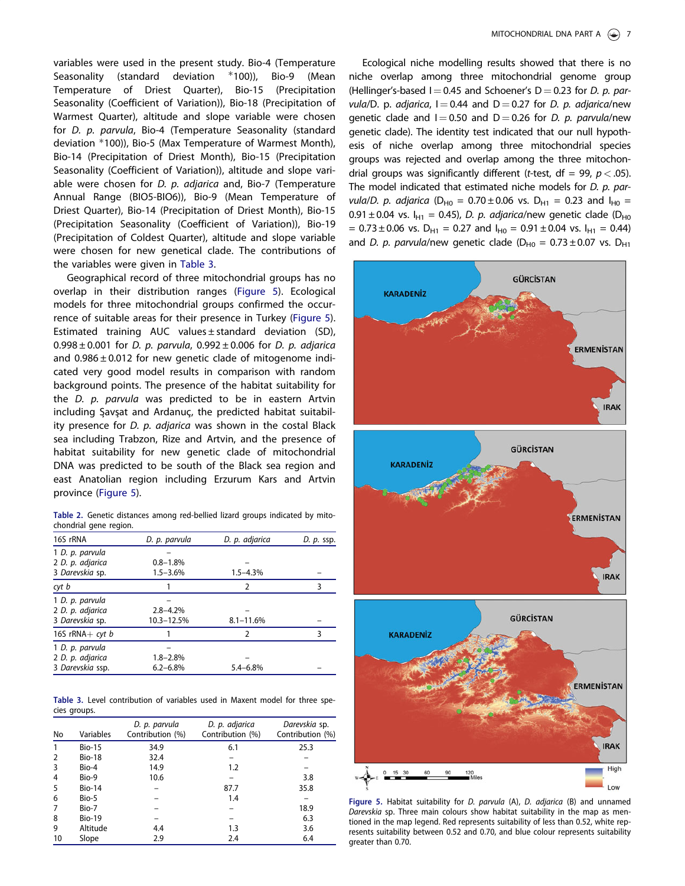variables were used in the present study. Bio-4 (Temperature Seasonality (standard deviation *100)), Bio-9 (Mean Temperature of Driest Quarter), Bio-15 (Precipitation Seasonality (Coefficient of Variation)), Bio-18 (Precipitation of Warmest Quarter), altitude and slope variable were chosen for *D. p. parvula*, Bio-4 (Temperature Seasonality (standard deviation *100)), Bio-5 (Max Temperature of Warmest Month), Bio-14 (Precipitation of Driest Month), Bio-15 (Precipitation Seasonality (Coefficient of Variation)), and slope variable were chosen for *D. p. adjarica* and, Bio-7 (Temperature Annual Range (BIO5-BIO6)), Bio-9 (Mean Temperature of Driest Quarter), Bio-14 (Precipitation of Driest Month), Bio-15 (Precipitation Seasonality (Coefficient of Variation)), Bio-19 (Precipitation of Coldest Quarter), altitude and slope variable were chosen for new genetical clade. The contributions of the variables were given in Table 3.

Geographical record of three mitochondrial groups has no overlap in their distribution ranges (Figure 5). Ecological models for three mitochondrial groups confirmed the occurrence of suitable areas for their presence in Turkey (Figure 5). Estimated training AUC values ± standard deviation (SD), 0.998 ± 0.001 for *D. p. parvula*, 0.992 ± 0.006 for *D. p. adjarica* and 0.986 ± 0.012 for new genetic clade of mitogenome indicated very good model results in comparison with random background points. The presence of the habitat suitability for the *D. p. parvula* was predicted to be in eastern Artvin including Şavşat and Ardanuç, the predicted habitat suitability presence for *D. p. adjarica* was shown in the costal Black sea including Trabzon, Rize and Artvin, and the presence of habitat suitability for new genetic clade of mitochondrial DNA was predicted to be south of the Black sea region and east Anatolian region including Erzurum Kars and Artvin province (Figure 5).

**Table 2.** Genetic distances among red-bellied lizard groups indicated by mitochondrial gene region.

| 16S rRNA | *D. p. parvula* | *D. p. adjarica* | *D. p.* ssp. |
|---|---|---|---|
| 1 *D. p. parvula* | – | | |
| 2 *D. p. adjarica* | 0.8–1.8% | – | |
| 3 *Darevskia* sp. | 1.5–3.6% | 1.5–4.3% | – |
| *cyt b* | 1 | 2 | 3 |
| 1 *D. p. parvula* | – | | |
| 2 *D. p. adjarica* | 2.8–4.2% | – | |
| 3 *Darevskia* sp. | 10.3–12.5% | 8.1–11.6% | – |
| 16S rRNA+ *cyt b* | 1 | 2 | 3 |
| 1 *D. p. parvula* | – | | |
| 2 *D. p. adjarica* | 1.8–2.8% | – | |
| 3 *Darevskia* ssp. | 6.2–6.8% | 5.4–6.8% | – |

**Table 3.** Level contribution of variables used in Maxent model for three species groups.

| No | Variables | *D. p. parvula* Contribution (%) | *D. p. adjarica* Contribution (%) | *Darevskia* sp. Contribution (%) |
|---|---|---|---|---|
| 1 | Bio-15 | 34.9 | 6.1 | 25.3 |
| 2 | Bio-18 | 32.4 | – | – |
| 3 | Bio-4 | 14.9 | 1.2 | – |
| 4 | Bio-9 | 10.6 | – | 3.8 |
| 5 | Bio-14 | – | 87.7 | 35.8 |
| 6 | Bio-5 | – | 1.4 | – |
| 7 | Bio-7 | – | – | 18.9 |
| 8 | Bio-19 | – | – | 6.3 |
| 9 | Altitude | 4.4 | 1.3 | 3.6 |
| 10 | Slope | 2.9 | 2.4 | 6.4 |

Ecological niche modelling results showed that there is no niche overlap among three mitochondrial genome group (Hellinger's-based I = 0.45 and Schoener's D = 0.23 for *D. p. parvula*/D. p. *adjarica*, I = 0.44 and D = 0.27 for *D. p. adjarica*/new genetic clade and I = 0.50 and D = 0.26 for *D. p. parvula*/new genetic clade). The identity test indicated that our null hypothesis of niche overlap among three mitochondrial species groups was rejected and overlap among the three mitochondrial groups was significantly different (*t*-test, df = 99, $p < .05$). The model indicated that estimated niche models for *D. p. parvula*/*D. p. adjarica* ($D_{H0}$ = 0.70 ± 0.06 vs. $D_{H1}$ = 0.23 and $I_{H0}$ = 0.91 ± 0.04 vs. $I_{H1}$ = 0.45), *D. p. adjarica*/new genetic clade ($D_{H0}$ = 0.73 ± 0.06 vs. $D_{H1}$ = 0.27 and $I_{H0}$ = 0.91 ± 0.04 vs. $I_{H1}$ = 0.44) and *D. p. parvula*/new genetic clade ($D_{H0}$ = 0.73 ± 0.07 vs. $D_{H1}$

**Figure 5.** Habitat suitability for *D. parvula* (A), *D. adjarica* (B) and unnamed *Darevskia* sp. Three main colours show habitat suitability in the map as mentioned in the map legend. Red represents suitability of less than 0.52, white represents suitability between 0.52 and 0.70, and blue colour represents suitability greater than 0.70.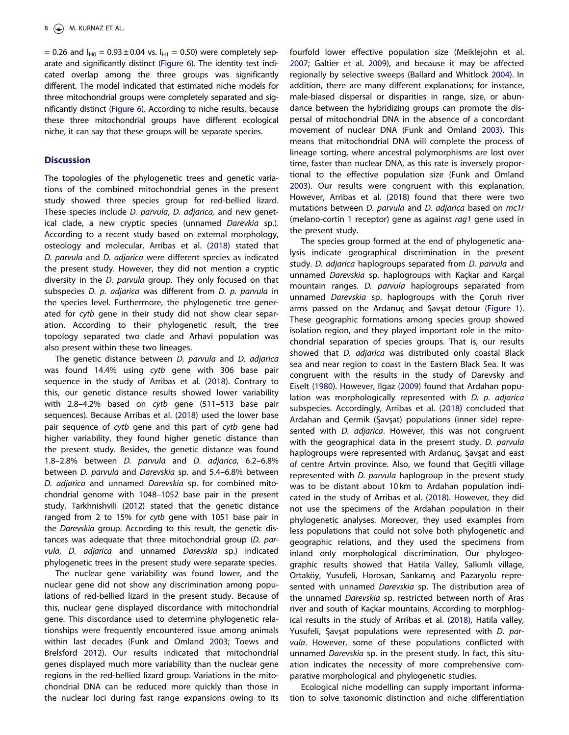= 0.26 and $I_{H0}$ = 0.93 ± 0.04 vs. $I_{H1}$ = 0.50) were completely separate and significantly distinct (Figure 6). The identity test indicated overlap among the three groups was significantly different. The model indicated that estimated niche models for three mitochondrial groups were completely separated and significantly distinct (Figure 6). According to niche results, because these three mitochondrial groups have different ecological niche, it can say that these groups will be separate species.

## Discussion

The topologies of the phylogenetic trees and genetic variations of the combined mitochondrial genes in the present study showed three species group for red-bellied lizard. These species include *D. parvula*, *D. adjarica,* and new genetical clade, a new cryptic species (unnamed *Darevkia* sp.). According to a recent study based on external morphology, osteology and molecular, Arribas et al. (2018) stated that *D. parvula* and *D. adjarica* were different species as indicated the present study. However, they did not mention a cryptic diversity in the *D. parvula* group. They only focused on that subspecies *D. p. adjarica* was different from *D. p. parvula* in the species level. Furthermore, the phylogenetic tree generated for *cytb* gene in their study did not show clear separation. According to their phylogenetic result, the tree topology separated two clade and Arhavi population was also present within these two lineages.

The genetic distance between *D. parvula* and *D. adjarica* was found 14.4% using *cytb* gene with 306 base pair sequence in the study of Arribas et al. (2018). Contrary to this, our genetic distance results showed lower variability with 2.8–4.2% based on *cytb* gene (511–513 base pair sequences). Because Arribas et al. (2018) used the lower base pair sequence of *cytb* gene and this part of *cytb* gene had higher variability, they found higher genetic distance than the present study. Besides, the genetic distance was found 1.8–2.8% between *D. parvula* and *D. adjarica*, 6.2–6.8% between *D. parvula* and *Darevskia* sp. and 5.4–6.8% between *D. adjarica* and unnamed *Darevskia* sp. for combined mitochondrial genome with 1048–1052 base pair in the present study. Tarkhnishvili (2012) stated that the genetic distance ranged from 2 to 15% for *cytb* gene with 1051 base pair in the *Darevskia* group. According to this result, the genetic distances was adequate that three mitochondrial group (*D. parvula*, *D. adjarica* and unnamed *Darevskia* sp.) indicated phylogenetic trees in the present study were separate species.

The nuclear gene variability was found lower, and the nuclear gene did not show any discrimination among populations of red-bellied lizard in the present study. Because of this, nuclear gene displayed discordance with mitochondrial gene. This discordance used to determine phylogenetic relationships were frequently encountered issue among animals within last decades (Funk and Omland 2003; Toews and Brelsford 2012). Our results indicated that mitochondrial genes displayed much more variability than the nuclear gene regions in the red-bellied lizard group. Variations in the mitochondrial DNA can be reduced more quickly than those in the nuclear loci during fast range expansions owing to its fourfold lower effective population size (Meiklejohn et al. 2007; Galtier et al. 2009), and because it may be affected regionally by selective sweeps (Ballard and Whitlock 2004). In addition, there are many different explanations; for instance, male-biased dispersal or disparities in range, size, or abundance between the hybridizing groups can promote the dispersal of mitochondrial DNA in the absence of a concordant movement of nuclear DNA (Funk and Omland 2003). This means that mitochondrial DNA will complete the process of lineage sorting, where ancestral polymorphisms are lost over time, faster than nuclear DNA, as this rate is inversely proportional to the effective population size (Funk and Omland 2003). Our results were congruent with this explanation. However, Arribas et al. (2018) found that there were two mutations between *D. parvula* and *D. adjarica* based on *mc1r* (melano-cortin 1 receptor) gene as against *rag1* gene used in the present study.

The species group formed at the end of phylogenetic analysis indicate geographical discrimination in the present study. *D. adjarica* haplogroups separated from *D. parvula* and unnamed *Darevskia* sp. haplogroups with Kaçkar and Karçal mountain ranges. *D. parvula* haplogroups separated from unnamed *Darevskia* sp. haplogroups with the Çoruh river arms passed on the Ardanuç and Şavşat detour (Figure 1). These geographic formations among species group showed isolation region, and they played important role in the mitochondrial separation of species groups. That is, our results showed that *D. adjarica* was distributed only coastal Black sea and near region to coast in the Eastern Black Sea. It was congruent with the results in the study of Darevsky and Eiselt (1980). However, Ilgaz (2009) found that Ardahan population was morphologically represented with *D. p. adjarica* subspecies. Accordingly, Arribas et al. (2018) concluded that Ardahan and Çermik (Şavşat) populations (inner side) represented with *D. adjarica*. However, this was not congruent with the geographical data in the present study. *D. parvula* haplogroups were represented with Ardanuç, Şavşat and east of centre Artvin province. Also, we found that Geçitli village represented with *D. parvula* haplogroup in the present study was to be distant about 10 km to Ardahan population indicated in the study of Arribas et al. (2018). However, they did not use the specimens of the Ardahan population in their phylogenetic analyses. Moreover, they used examples from less populations that could not solve both phylogenetic and geographic relations, and they used the specimens from inland only morphological discrimination. Our phylogeographic results showed that Hatila Valley, Salkımlı village, Ortaköy, Yusufeli, Horosan, Sarıkamış and Pazaryolu represented with unnamed *Darevskia* sp. The distribution area of the unnamed *Darevskia* sp. restricted between north of Aras river and south of Kaçkar mountains. According to morphlogical results in the study of Arribas et al. (2018), Hatila valley, Yusufeli, Şavşat populations were represented with *D. parvula*. However, some of these populations conflicted with unnamed *Darevskia* sp. in the present study. In fact, this situation indicates the necessity of more comprehensive comparative morphological and phylogenetic studies.

Ecological niche modelling can supply important information to solve taxonomic distinction and niche differentiation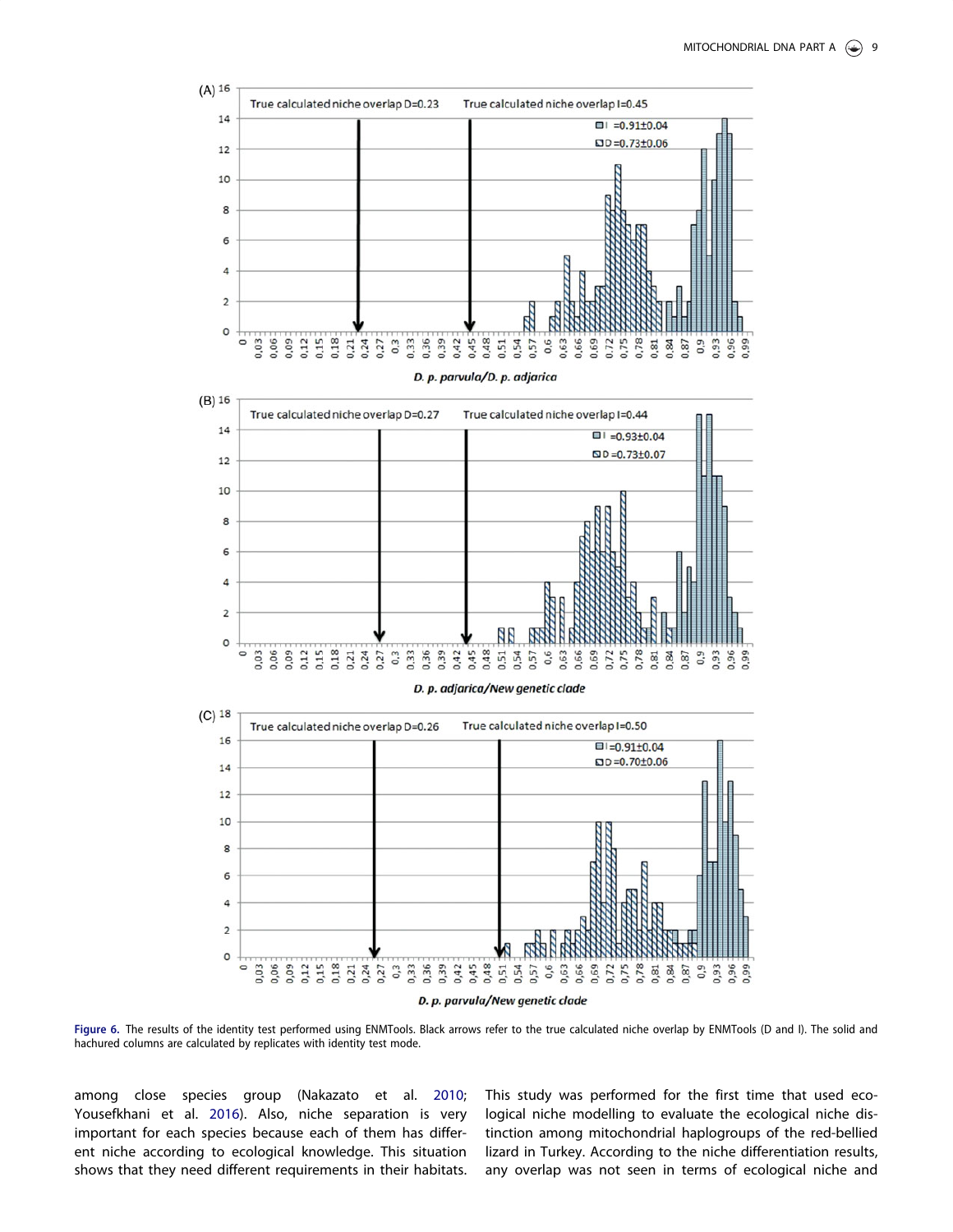**Figure 6.** The results of the identity test performed using ENMTools. Black arrows refer to the true calculated niche overlap by ENMTools (D and I). The solid and hachured columns are calculated by replicates with identity test mode.

among close species group (Nakazato et al. 2010; Yousefkhani et al. 2016). Also, niche separation is very important for each species because each of them has different niche according to ecological knowledge. This situation shows that they need different requirements in their habitats. This study was performed for the first time that used ecological niche modelling to evaluate the ecological niche distinction among mitochondrial haplogroups of the red-bellied lizard in Turkey. According to the niche differentiation results, any overlap was not seen in terms of ecological niche and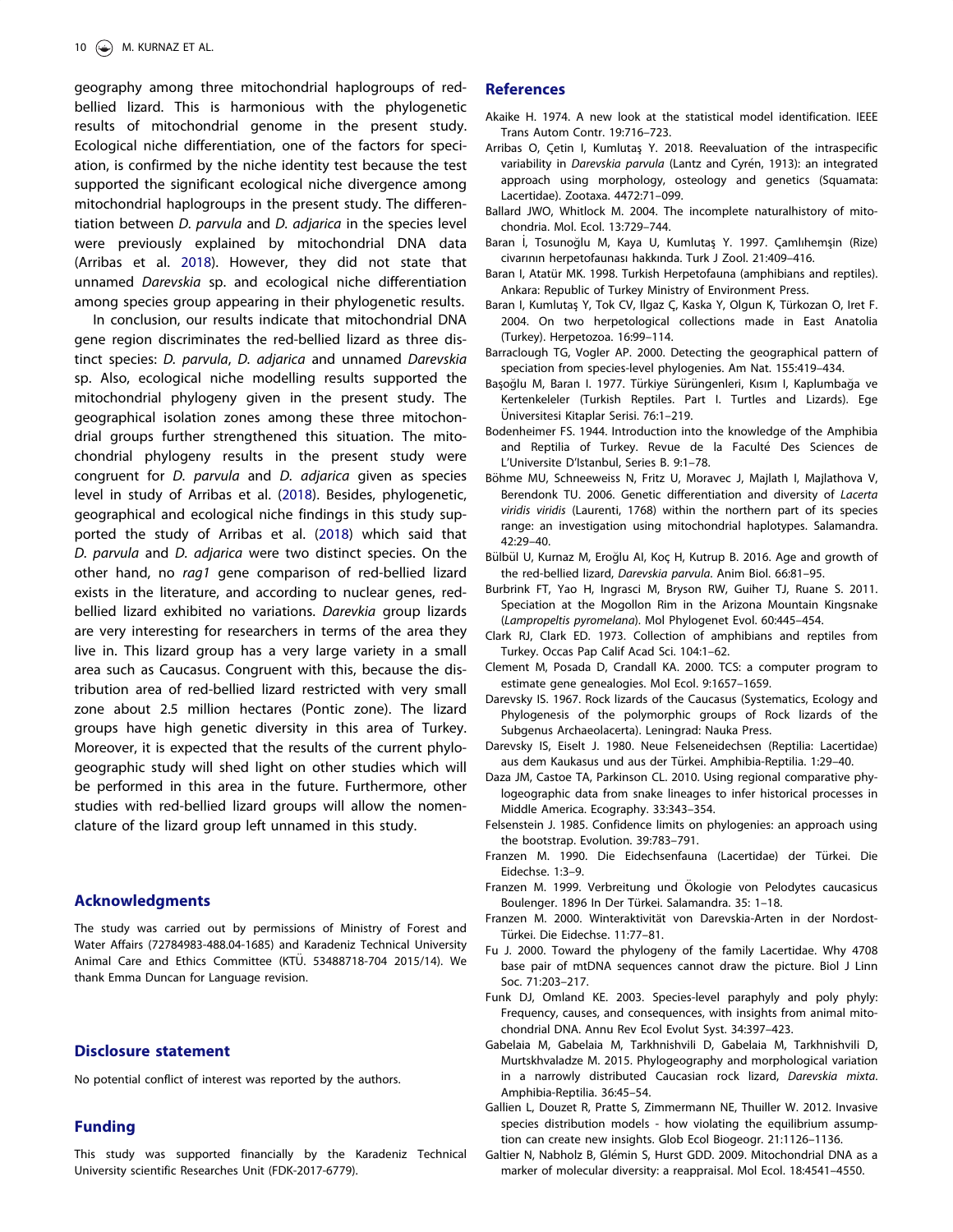geography among three mitochondrial haplogroups of red-bellied lizard. This is harmonious with the phylogenetic results of mitochondrial genome in the present study. Ecological niche differentiation, one of the factors for speciation, is confirmed by the niche identity test because the test supported the significant ecological niche divergence among mitochondrial haplogroups in the present study. The differentiation between *D. parvula* and *D. adjarica* in the species level were previously explained by mitochondrial DNA data (Arribas et al. 2018). However, they did not state that unnamed *Darevskia* sp. and ecological niche differentiation among species group appearing in their phylogenetic results.

In conclusion, our results indicate that mitochondrial DNA gene region discriminates the red-bellied lizard as three distinct species: *D. parvula*, *D. adjarica* and unnamed *Darevskia* sp. Also, ecological niche modelling results supported the mitochondrial phylogeny given in the present study. The geographical isolation zones among these three mitochondrial groups further strengthened this situation. The mitochondrial phylogeny results in the present study were congruent for *D. parvula* and *D. adjarica* given as species level in study of Arribas et al. (2018). Besides, phylogenetic, geographical and ecological niche findings in this study supported the study of Arribas et al. (2018) which said that *D. parvula* and *D. adjarica* were two distinct species. On the other hand, no *rag1* gene comparison of red-bellied lizard exists in the literature, and according to nuclear genes, red-bellied lizard exhibited no variations. *Darevkia* group lizards are very interesting for researchers in terms of the area they live in. This lizard group has a very large variety in a small area such as Caucasus. Congruent with this, because the distribution area of red-bellied lizard restricted with very small zone about 2.5 million hectares (Pontic zone). The lizard groups have high genetic diversity in this area of Turkey. Moreover, it is expected that the results of the current phylogeographic study will shed light on other studies which will be performed in this area in the future. Furthermore, other studies with red-bellied lizard groups will allow the nomenclature of the lizard group left unnamed in this study.

## Acknowledgments

The study was carried out by permissions of Ministry of Forest and Water Affairs (72784983-488.04-1685) and Karadeniz Technical University Animal Care and Ethics Committee (KTÜ. 53488718-704 2015/14). We thank Emma Duncan for Language revision.

## Disclosure statement

No potential conflict of interest was reported by the authors.

## Funding

This study was supported financially by the Karadeniz Technical University scientific Researches Unit (FDK-2017-6779).

## References

Akaike H. 1974. A new look at the statistical model identification. IEEE Trans Autom Contr. 19:716–723.

Arribas O, Çetin I, Kumlutaş Y. 2018. Reevaluation of the intraspecific variability in *Darevskia parvula* (Lantz and Cyrén, 1913): an integrated approach using morphology, osteology and genetics (Squamata: Lacertidae). Zootaxa. 4472:71–099.

Ballard JWO, Whitlock M. 2004. The incomplete naturalhistory of mitochondria. Mol. Ecol. 13:729–744.

Baran İ, Tosunoğlu M, Kaya U, Kumlutaş Y. 1997. Çamlıhemşin (Rize) civarının herpetofaunası hakkında. Turk J Zool. 21:409–416.

Baran I, Atatür MK. 1998. Turkish Herpetofauna (amphibians and reptiles). Ankara: Republic of Turkey Ministry of Environment Press.

Baran I, Kumlutaş Y, Tok CV, Ilgaz Ç, Kaska Y, Olgun K, Türkozan O, Iret F. 2004. On two herpetological collections made in East Anatolia (Turkey). Herpetozoa. 16:99–114.

Barraclough TG, Vogler AP. 2000. Detecting the geographical pattern of speciation from species-level phylogenies. Am Nat. 155:419–434.

Başoğlu M, Baran I. 1977. Türkiye Sürüngenleri, Kısım I, Kaplumbağa ve Kertenkeleler (Turkish Reptiles. Part I. Turtles and Lizards). Ege Üniversitesi Kitaplar Serisi. 76:1–219.

Bodenheimer FS. 1944. Introduction into the knowledge of the Amphibia and Reptilia of Turkey. Revue de la Faculté Des Sciences de L'Universite D'Istanbul, Series B. 9:1–78.

Böhme MU, Schneeweiss N, Fritz U, Moravec J, Majlath I, Majlathova V, Berendonk TU. 2006. Genetic differentiation and diversity of *Lacerta viridis viridis* (Laurenti, 1768) within the northern part of its species range: an investigation using mitochondrial haplotypes. Salamandra. 42:29–40.

Bülbül U, Kurnaz M, Eroğlu AI, Koç H, Kutrup B. 2016. Age and growth of the red-bellied lizard, *Darevskia parvula*. Anim Biol. 66:81–95.

Burbrink FT, Yao H, Ingrasci M, Bryson RW, Guiher TJ, Ruane S. 2011. Speciation at the Mogollon Rim in the Arizona Mountain Kingsnake (*Lampropeltis pyromelana*). Mol Phylogenet Evol. 60:445–454.

Clark RJ, Clark ED. 1973. Collection of amphibians and reptiles from Turkey. Occas Pap Calif Acad Sci. 104:1–62.

Clement M, Posada D, Crandall KA. 2000. TCS: a computer program to estimate gene genealogies. Mol Ecol. 9:1657–1659.

Darevsky IS. 1967. Rock lizards of the Caucasus (Systematics, Ecology and Phylogenesis of the polymorphic groups of Rock lizards of the Subgenus Archaeolacerta). Leningrad: Nauka Press.

Darevsky IS, Eiselt J. 1980. Neue Felseneidechsen (Reptilia: Lacertidae) aus dem Kaukasus und aus der Türkei. Amphibia-Reptilia. 1:29–40.

Daza JM, Castoe TA, Parkinson CL. 2010. Using regional comparative phylogeographic data from snake lineages to infer historical processes in Middle America. Ecography. 33:343–354.

Felsenstein J. 1985. Confidence limits on phylogenies: an approach using the bootstrap. Evolution. 39:783–791.

Franzen M. 1990. Die Eidechsenfauna (Lacertidae) der Türkei. Die Eidechse. 1:3–9.

Franzen M. 1999. Verbreitung und Ökologie von Pelodytes caucasicus Boulenger. 1896 In Der Türkei. Salamandra. 35: 1–18.

Franzen M. 2000. Winteraktivität von Darevskia-Arten in der Nordost-Türkei. Die Eidechse. 11:77–81.

Fu J. 2000. Toward the phylogeny of the family Lacertidae. Why 4708 base pair of mtDNA sequences cannot draw the picture. Biol J Linn Soc. 71:203–217.

Funk DJ, Omland KE. 2003. Species-level paraphyly and poly phyly: Frequency, causes, and consequences, with insights from animal mitochondrial DNA. Annu Rev Ecol Evolut Syst. 34:397–423.

Gabelaia M, Gabelaia M, Tarkhnishvili D, Gabelaia M, Tarkhnishvili D, Murtskhvaladze M. 2015. Phylogeography and morphological variation in a narrowly distributed Caucasian rock lizard, *Darevskia mixta*. Amphibia-Reptilia. 36:45–54.

Gallien L, Douzet R, Pratte S, Zimmermann NE, Thuiller W. 2012. Invasive species distribution models - how violating the equilibrium assumption can create new insights. Glob Ecol Biogeogr. 21:1126–1136.

Galtier N, Nabholz B, Glémin S, Hurst GDD. 2009. Mitochondrial DNA as a marker of molecular diversity: a reappraisal. Mol Ecol. 18:4541–4550.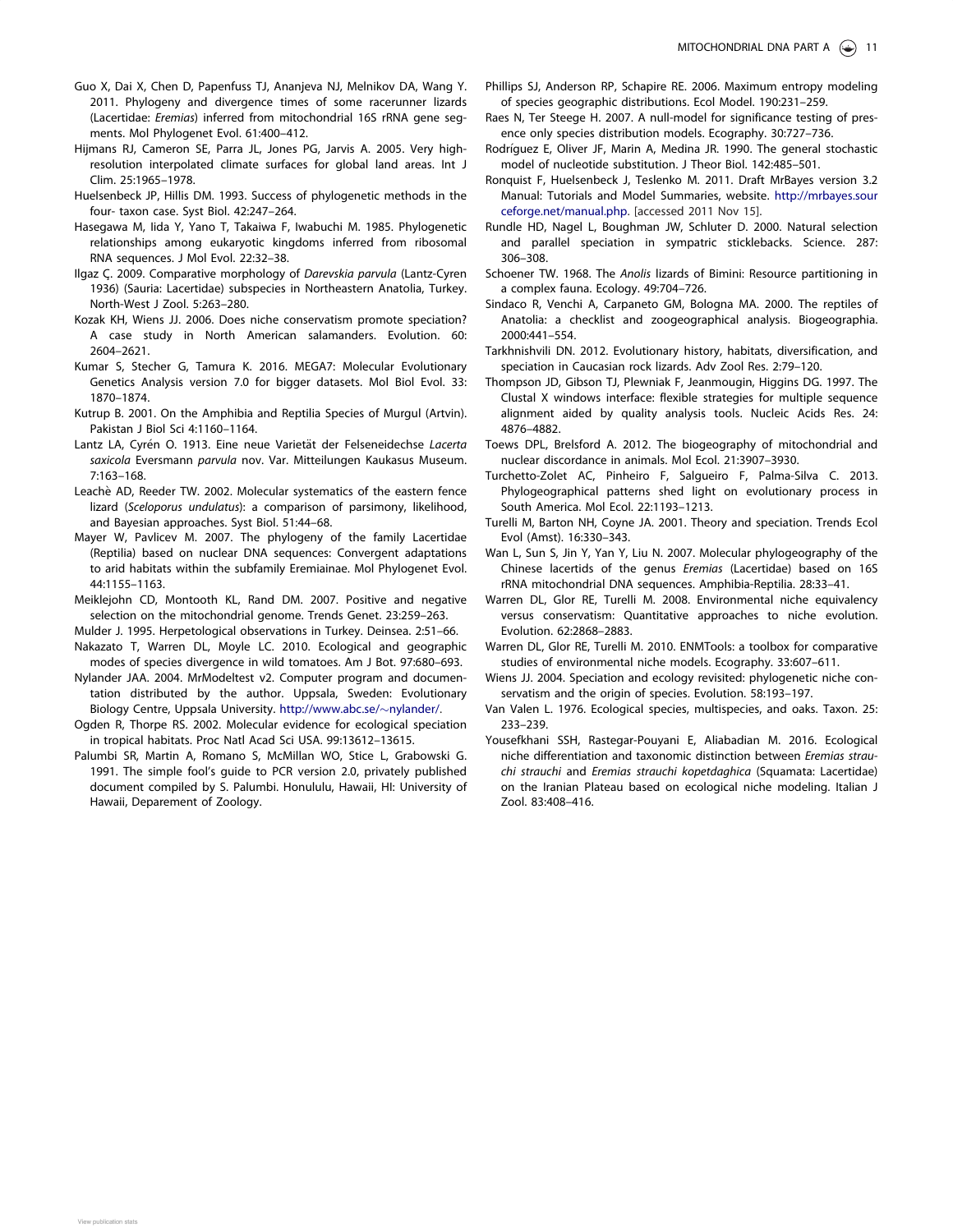Guo X, Dai X, Chen D, Papenfuss TJ, Ananjeva NJ, Melnikov DA, Wang Y. 2011. Phylogeny and divergence times of some racerunner lizards (Lacertidae: *Eremias*) inferred from mitochondrial 16S rRNA gene segments. Mol Phylogenet Evol. 61:400–412.

Hijmans RJ, Cameron SE, Parra JL, Jones PG, Jarvis A. 2005. Very high-resolution interpolated climate surfaces for global land areas. Int J Clim. 25:1965–1978.

Huelsenbeck JP, Hillis DM. 1993. Success of phylogenetic methods in the four- taxon case. Syst Biol. 42:247–264.

Hasegawa M, Iida Y, Yano T, Takaiwa F, Iwabuchi M. 1985. Phylogenetic relationships among eukaryotic kingdoms inferred from ribosomal RNA sequences. J Mol Evol. 22:32–38.

Ilgaz Ç. 2009. Comparative morphology of *Darevskia parvula* (Lantz-Cyren 1936) (Sauria: Lacertidae) subspecies in Northeastern Anatolia, Turkey. North-West J Zool. 5:263–280.

Kozak KH, Wiens JJ. 2006. Does niche conservatism promote speciation? A case study in North American salamanders. Evolution. 60: 2604–2621.

Kumar S, Stecher G, Tamura K. 2016. MEGA7: Molecular Evolutionary Genetics Analysis version 7.0 for bigger datasets. Mol Biol Evol. 33: 1870–1874.

Kutrup B. 2001. On the Amphibia and Reptilia Species of Murgul (Artvin). Pakistan J Biol Sci 4:1160–1164.

Lantz LA, Cyrén O. 1913. Eine neue Varietät der Felseneidechse *Lacerta saxicola* Eversmann *parvula* nov. Var. Mitteilungen Kaukasus Museum. 7:163–168.

Leachè AD, Reeder TW. 2002. Molecular systematics of the eastern fence lizard (*Sceloporus undulatus*): a comparison of parsimony, likelihood, and Bayesian approaches. Syst Biol. 51:44–68.

Mayer W, Pavlicev M. 2007. The phylogeny of the family Lacertidae (Reptilia) based on nuclear DNA sequences: Convergent adaptations to arid habitats within the subfamily Eremiainae. Mol Phylogenet Evol. 44:1155–1163.

Meiklejohn CD, Montooth KL, Rand DM. 2007. Positive and negative selection on the mitochondrial genome. Trends Genet. 23:259–263.

Mulder J. 1995. Herpetological observations in Turkey. Deinsea. 2:51–66.

Nakazato T, Warren DL, Moyle LC. 2010. Ecological and geographic modes of species divergence in wild tomatoes. Am J Bot. 97:680–693.

Nylander JAA. 2004. MrModeltest v2. Computer program and documentation distributed by the author. Uppsala, Sweden: Evolutionary Biology Centre, Uppsala University. http://www.abc.se/~nylander/.

Ogden R, Thorpe RS. 2002. Molecular evidence for ecological speciation in tropical habitats. Proc Natl Acad Sci USA. 99:13612–13615.

Palumbi SR, Martin A, Romano S, McMillan WO, Stice L, Grabowski G. 1991. The simple fool's guide to PCR version 2.0, privately published document compiled by S. Palumbi. Honululu, Hawaii, HI: University of Hawaii, Deparement of Zoology.

Phillips SJ, Anderson RP, Schapire RE. 2006. Maximum entropy modeling of species geographic distributions. Ecol Model. 190:231–259.

Raes N, Ter Steege H. 2007. A null-model for significance testing of presence only species distribution models. Ecography. 30:727–736.

Rodríguez E, Oliver JF, Marin A, Medina JR. 1990. The general stochastic model of nucleotide substitution. J Theor Biol. 142:485–501.

Ronquist F, Huelsenbeck J, Teslenko M. 2011. Draft MrBayes version 3.2 Manual: Tutorials and Model Summaries, website. http://mrbayes.sourceforge.net/manual.php. [accessed 2011 Nov 15].

Rundle HD, Nagel L, Boughman JW, Schluter D. 2000. Natural selection and parallel speciation in sympatric sticklebacks. Science. 287: 306–308.

Schoener TW. 1968. The *Anolis* lizards of Bimini: Resource partitioning in a complex fauna. Ecology. 49:704–726.

Sindaco R, Venchi A, Carpaneto GM, Bologna MA. 2000. The reptiles of Anatolia: a checklist and zoogeographical analysis. Biogeographia. 2000:441–554.

Tarkhnishvili DN. 2012. Evolutionary history, habitats, diversification, and speciation in Caucasian rock lizards. Adv Zool Res. 2:79–120.

Thompson JD, Gibson TJ, Plewniak F, Jeanmougin, Higgins DG. 1997. The Clustal X windows interface: flexible strategies for multiple sequence alignment aided by quality analysis tools. Nucleic Acids Res. 24: 4876–4882.

Toews DPL, Brelsford A. 2012. The biogeography of mitochondrial and nuclear discordance in animals. Mol Ecol. 21:3907–3930.

Turchetto-Zolet AC, Pinheiro F, Salgueiro F, Palma-Silva C. 2013. Phylogeographical patterns shed light on evolutionary process in South America. Mol Ecol. 22:1193–1213.

Turelli M, Barton NH, Coyne JA. 2001. Theory and speciation. Trends Ecol Evol (Amst). 16:330–343.

Wan L, Sun S, Jin Y, Yan Y, Liu N. 2007. Molecular phylogeography of the Chinese lacertids of the genus *Eremias* (Lacertidae) based on 16S rRNA mitochondrial DNA sequences. Amphibia-Reptilia. 28:33–41.

Warren DL, Glor RE, Turelli M. 2008. Environmental niche equivalency versus conservatism: Quantitative approaches to niche evolution. Evolution. 62:2868–2883.

Warren DL, Glor RE, Turelli M. 2010. ENMTools: a toolbox for comparative studies of environmental niche models. Ecography. 33:607–611.

Wiens JJ. 2004. Speciation and ecology revisited: phylogenetic niche conservatism and the origin of species. Evolution. 58:193–197.

Van Valen L. 1976. Ecological species, multispecies, and oaks. Taxon. 25: 233–239.

Yousefkhani SSH, Rastegar-Pouyani E, Aliabadian M. 2016. Ecological niche differentiation and taxonomic distinction between *Eremias strauchi strauchi* and *Eremias strauchi kopetdaghica* (Squamata: Lacertidae) on the Iranian Plateau based on ecological niche modeling. Italian J Zool. 83:408–416.